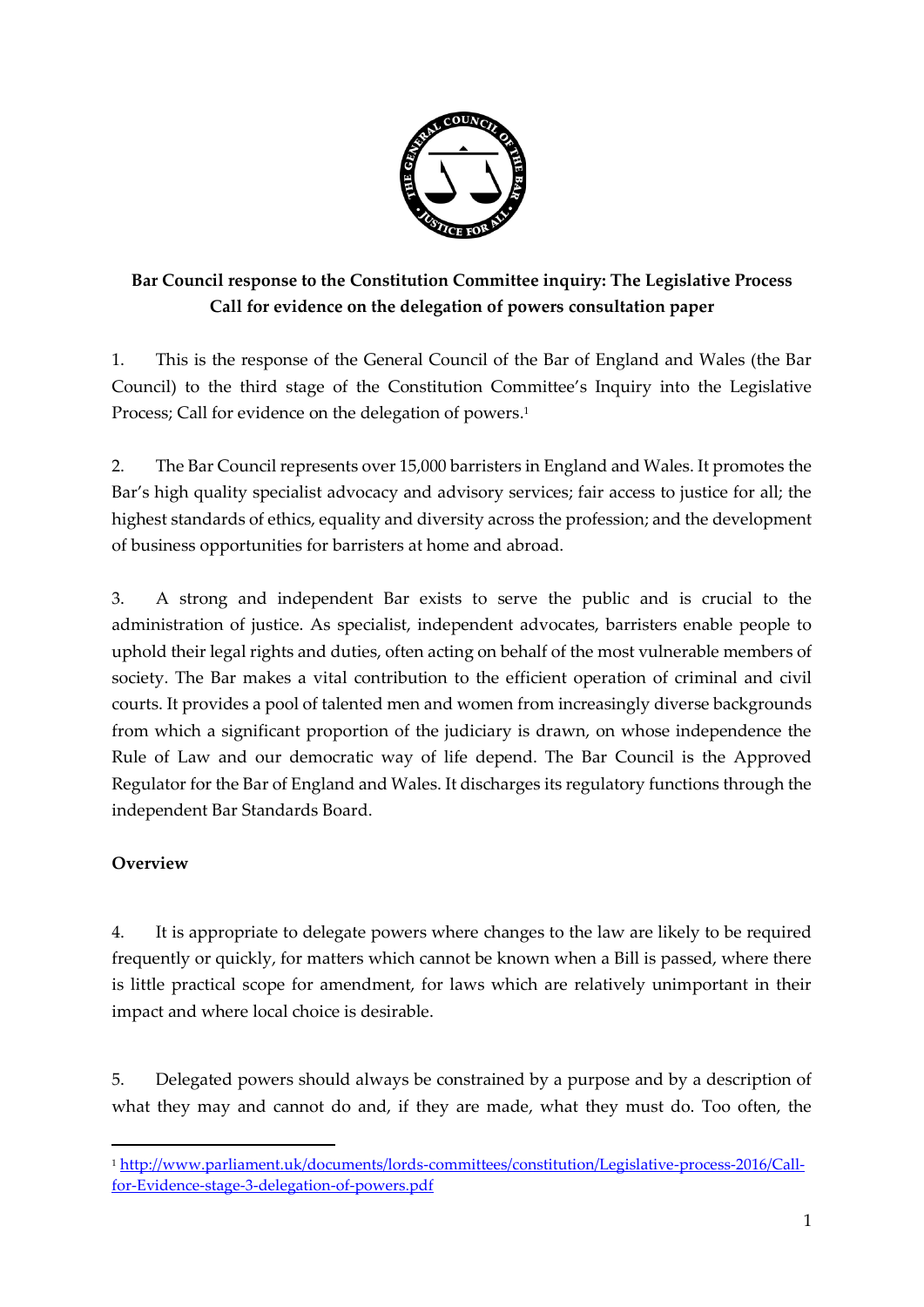**Bar Council response to the Constitution Committee inquiry: The Legislative Process Call for evidence on the delegation of powers consultation paper**

1. This is the response of the General Council of the Bar of England and Wales (the Bar Council) to the third stage of the Constitution Committee's Inquiry into the Legislative Process; Call for evidence on the delegation of powers.[1]

2. The Bar Council represents over 15,000 barristers in England and Wales. It promotes the Bar's high quality specialist advocacy and advisory services; fair access to justice for all; the highest standards of ethics, equality and diversity across the profession; and the development of business opportunities for barristers at home and abroad.

3. A strong and independent Bar exists to serve the public and is crucial to the administration of justice. As specialist, independent advocates, barristers enable people to uphold their legal rights and duties, often acting on behalf of the most vulnerable members of society. The Bar makes a vital contribution to the efficient operation of criminal and civil courts. It provides a pool of talented men and women from increasingly diverse backgrounds from which a significant proportion of the judiciary is drawn, on whose independence the Rule of Law and our democratic way of life depend. The Bar Council is the Approved Regulator for the Bar of England and Wales. It discharges its regulatory functions through the independent Bar Standards Board.

## Overview

4. It is appropriate to delegate powers where changes to the law are likely to be required frequently or quickly, for matters which cannot be known when a Bill is passed, where there is little practical scope for amendment, for laws which are relatively unimportant in their impact and where local choice is desirable.

5. Delegated powers should always be constrained by a purpose and by a description of what they may and cannot do and, if they are made, what they must do. Too often, the

[1] http://www.parliament.uk/documents/lords-committees/constitution/Legislative-process-2016/Call-for-Evidence-stage-3-delegation-of-powers.pdf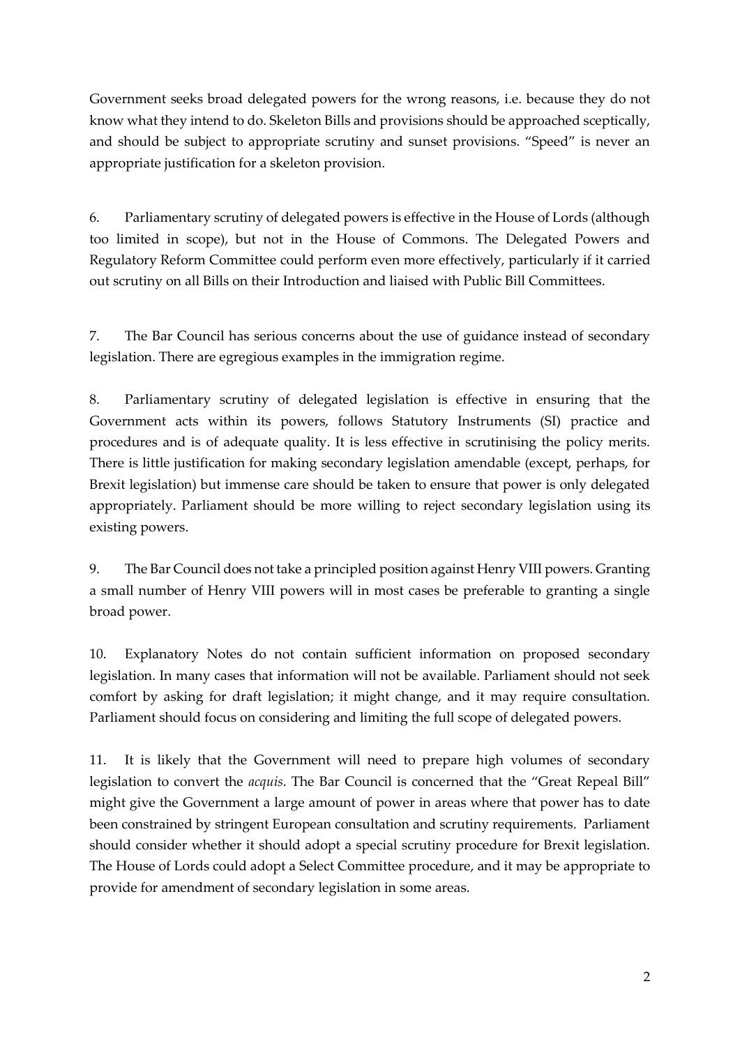Government seeks broad delegated powers for the wrong reasons, i.e. because they do not know what they intend to do. Skeleton Bills and provisions should be approached sceptically, and should be subject to appropriate scrutiny and sunset provisions. "Speed" is never an appropriate justification for a skeleton provision.

6. Parliamentary scrutiny of delegated powers is effective in the House of Lords (although too limited in scope), but not in the House of Commons. The Delegated Powers and Regulatory Reform Committee could perform even more effectively, particularly if it carried out scrutiny on all Bills on their Introduction and liaised with Public Bill Committees.

7. The Bar Council has serious concerns about the use of guidance instead of secondary legislation. There are egregious examples in the immigration regime.

8. Parliamentary scrutiny of delegated legislation is effective in ensuring that the Government acts within its powers, follows Statutory Instruments (SI) practice and procedures and is of adequate quality. It is less effective in scrutinising the policy merits. There is little justification for making secondary legislation amendable (except, perhaps, for Brexit legislation) but immense care should be taken to ensure that power is only delegated appropriately. Parliament should be more willing to reject secondary legislation using its existing powers.

9. The Bar Council does not take a principled position against Henry VIII powers. Granting a small number of Henry VIII powers will in most cases be preferable to granting a single broad power.

10. Explanatory Notes do not contain sufficient information on proposed secondary legislation. In many cases that information will not be available. Parliament should not seek comfort by asking for draft legislation; it might change, and it may require consultation. Parliament should focus on considering and limiting the full scope of delegated powers.

11. It is likely that the Government will need to prepare high volumes of secondary legislation to convert the *acquis*. The Bar Council is concerned that the "Great Repeal Bill" might give the Government a large amount of power in areas where that power has to date been constrained by stringent European consultation and scrutiny requirements. Parliament should consider whether it should adopt a special scrutiny procedure for Brexit legislation. The House of Lords could adopt a Select Committee procedure, and it may be appropriate to provide for amendment of secondary legislation in some areas.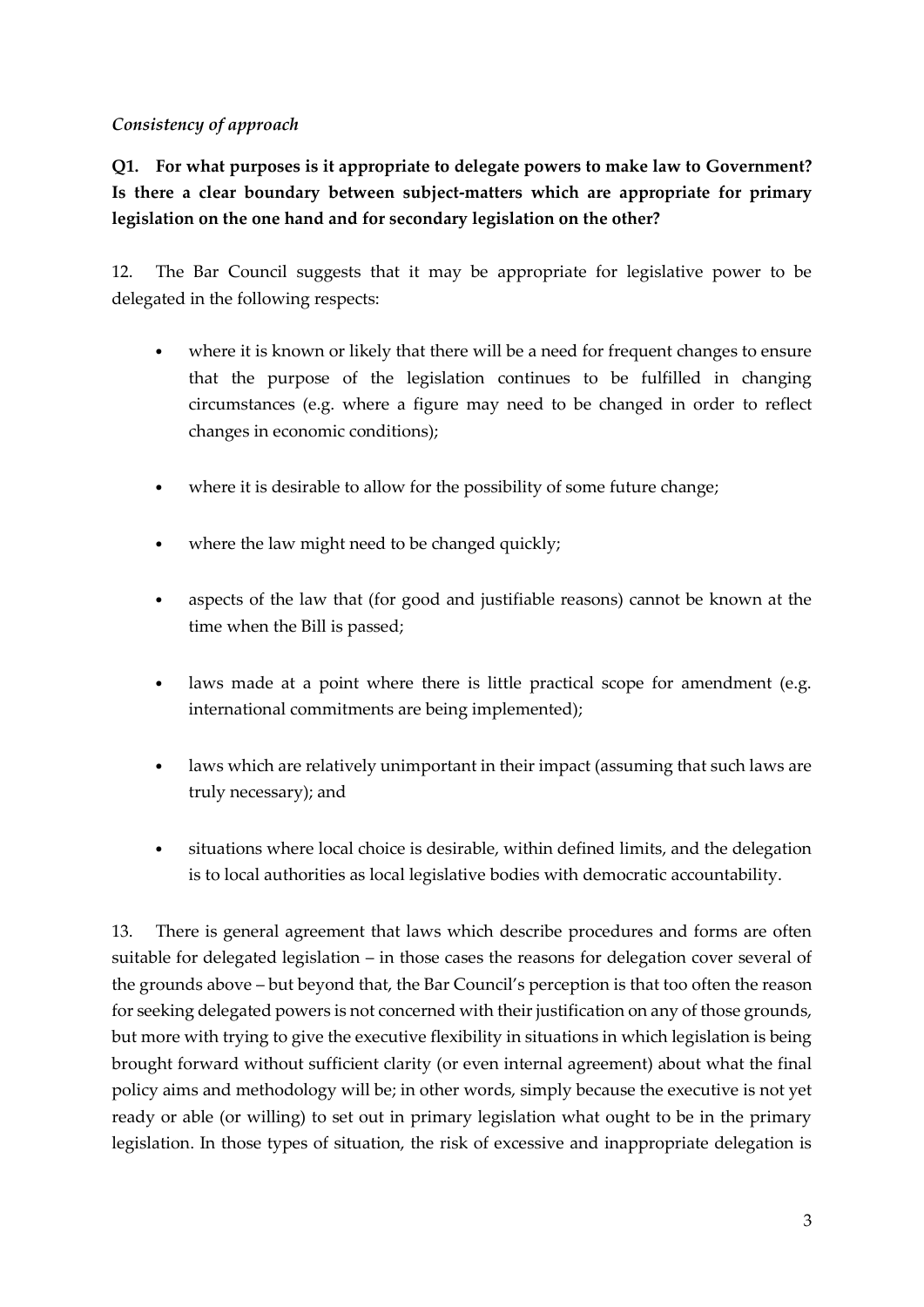*Consistency of approach*

**Q1. For what purposes is it appropriate to delegate powers to make law to Government? Is there a clear boundary between subject-matters which are appropriate for primary legislation on the one hand and for secondary legislation on the other?**

12. The Bar Council suggests that it may be appropriate for legislative power to be delegated in the following respects:

- where it is known or likely that there will be a need for frequent changes to ensure that the purpose of the legislation continues to be fulfilled in changing circumstances (e.g. where a figure may need to be changed in order to reflect changes in economic conditions);

- where it is desirable to allow for the possibility of some future change;

- where the law might need to be changed quickly;

- aspects of the law that (for good and justifiable reasons) cannot be known at the time when the Bill is passed;

- laws made at a point where there is little practical scope for amendment (e.g. international commitments are being implemented);

- laws which are relatively unimportant in their impact (assuming that such laws are truly necessary); and

- situations where local choice is desirable, within defined limits, and the delegation is to local authorities as local legislative bodies with democratic accountability.

13. There is general agreement that laws which describe procedures and forms are often suitable for delegated legislation – in those cases the reasons for delegation cover several of the grounds above – but beyond that, the Bar Council's perception is that too often the reason for seeking delegated powers is not concerned with their justification on any of those grounds, but more with trying to give the executive flexibility in situations in which legislation is being brought forward without sufficient clarity (or even internal agreement) about what the final policy aims and methodology will be; in other words, simply because the executive is not yet ready or able (or willing) to set out in primary legislation what ought to be in the primary legislation. In those types of situation, the risk of excessive and inappropriate delegation is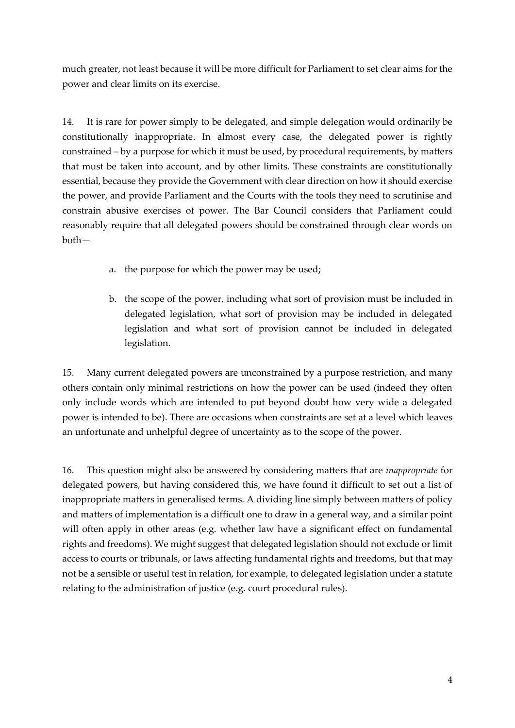much greater, not least because it will be more difficult for Parliament to set clear aims for the power and clear limits on its exercise.

14. It is rare for power simply to be delegated, and simple delegation would ordinarily be constitutionally inappropriate. In almost every case, the delegated power is rightly constrained – by a purpose for which it must be used, by procedural requirements, by matters that must be taken into account, and by other limits. These constraints are constitutionally essential, because they provide the Government with clear direction on how it should exercise the power, and provide Parliament and the Courts with the tools they need to scrutinise and constrain abusive exercises of power. The Bar Council considers that Parliament could reasonably require that all delegated powers should be constrained through clear words on both—

a. the purpose for which the power may be used;

b. the scope of the power, including what sort of provision must be included in delegated legislation, what sort of provision may be included in delegated legislation and what sort of provision cannot be included in delegated legislation.

15. Many current delegated powers are unconstrained by a purpose restriction, and many others contain only minimal restrictions on how the power can be used (indeed they often only include words which are intended to put beyond doubt how very wide a delegated power is intended to be). There are occasions when constraints are set at a level which leaves an unfortunate and unhelpful degree of uncertainty as to the scope of the power.

16. This question might also be answered by considering matters that are *inappropriate* for delegated powers, but having considered this, we have found it difficult to set out a list of inappropriate matters in generalised terms. A dividing line simply between matters of policy and matters of implementation is a difficult one to draw in a general way, and a similar point will often apply in other areas (e.g. whether law have a significant effect on fundamental rights and freedoms). We might suggest that delegated legislation should not exclude or limit access to courts or tribunals, or laws affecting fundamental rights and freedoms, but that may not be a sensible or useful test in relation, for example, to delegated legislation under a statute relating to the administration of justice (e.g. court procedural rules).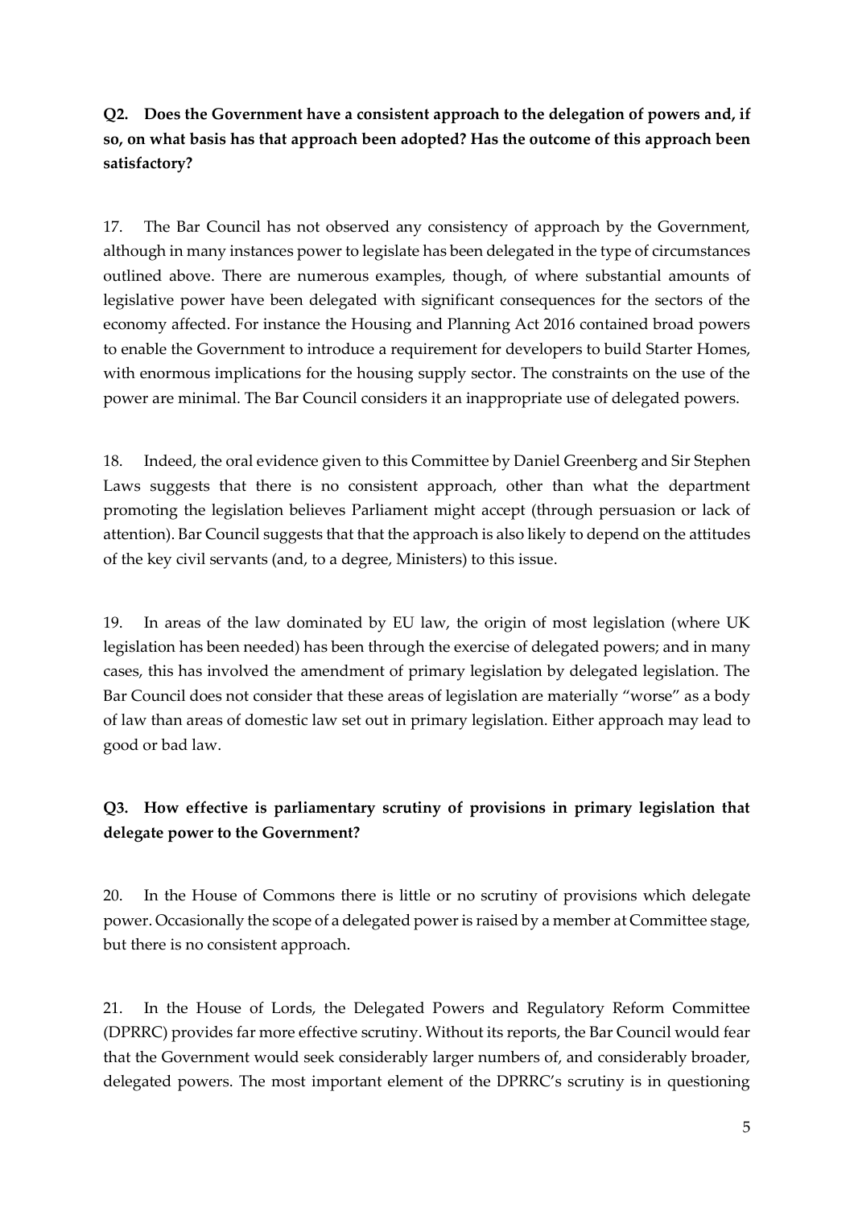**Q2. Does the Government have a consistent approach to the delegation of powers and, if so, on what basis has that approach been adopted? Has the outcome of this approach been satisfactory?**

17. The Bar Council has not observed any consistency of approach by the Government, although in many instances power to legislate has been delegated in the type of circumstances outlined above. There are numerous examples, though, of where substantial amounts of legislative power have been delegated with significant consequences for the sectors of the economy affected. For instance the Housing and Planning Act 2016 contained broad powers to enable the Government to introduce a requirement for developers to build Starter Homes, with enormous implications for the housing supply sector. The constraints on the use of the power are minimal. The Bar Council considers it an inappropriate use of delegated powers.

18. Indeed, the oral evidence given to this Committee by Daniel Greenberg and Sir Stephen Laws suggests that there is no consistent approach, other than what the department promoting the legislation believes Parliament might accept (through persuasion or lack of attention). Bar Council suggests that that the approach is also likely to depend on the attitudes of the key civil servants (and, to a degree, Ministers) to this issue.

19. In areas of the law dominated by EU law, the origin of most legislation (where UK legislation has been needed) has been through the exercise of delegated powers; and in many cases, this has involved the amendment of primary legislation by delegated legislation. The Bar Council does not consider that these areas of legislation are materially "worse" as a body of law than areas of domestic law set out in primary legislation. Either approach may lead to good or bad law.

**Q3. How effective is parliamentary scrutiny of provisions in primary legislation that delegate power to the Government?**

20. In the House of Commons there is little or no scrutiny of provisions which delegate power. Occasionally the scope of a delegated power is raised by a member at Committee stage, but there is no consistent approach.

21. In the House of Lords, the Delegated Powers and Regulatory Reform Committee (DPRRC) provides far more effective scrutiny. Without its reports, the Bar Council would fear that the Government would seek considerably larger numbers of, and considerably broader, delegated powers. The most important element of the DPRRC's scrutiny is in questioning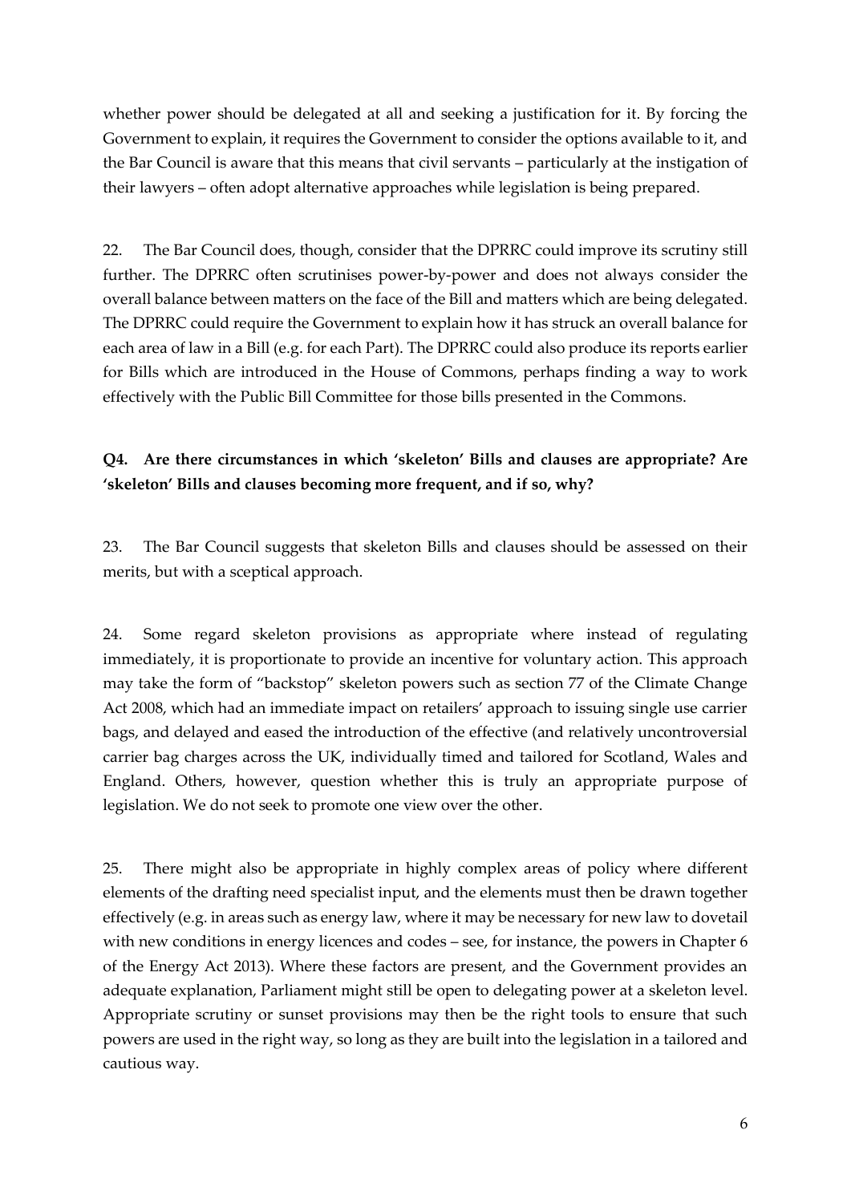whether power should be delegated at all and seeking a justification for it. By forcing the Government to explain, it requires the Government to consider the options available to it, and the Bar Council is aware that this means that civil servants – particularly at the instigation of their lawyers – often adopt alternative approaches while legislation is being prepared.

22. The Bar Council does, though, consider that the DPRRC could improve its scrutiny still further. The DPRRC often scrutinises power-by-power and does not always consider the overall balance between matters on the face of the Bill and matters which are being delegated. The DPRRC could require the Government to explain how it has struck an overall balance for each area of law in a Bill (e.g. for each Part). The DPRRC could also produce its reports earlier for Bills which are introduced in the House of Commons, perhaps finding a way to work effectively with the Public Bill Committee for those bills presented in the Commons.

**Q4. Are there circumstances in which 'skeleton' Bills and clauses are appropriate? Are 'skeleton' Bills and clauses becoming more frequent, and if so, why?**

23. The Bar Council suggests that skeleton Bills and clauses should be assessed on their merits, but with a sceptical approach.

24. Some regard skeleton provisions as appropriate where instead of regulating immediately, it is proportionate to provide an incentive for voluntary action. This approach may take the form of "backstop" skeleton powers such as section 77 of the Climate Change Act 2008, which had an immediate impact on retailers' approach to issuing single use carrier bags, and delayed and eased the introduction of the effective (and relatively uncontroversial carrier bag charges across the UK, individually timed and tailored for Scotland, Wales and England. Others, however, question whether this is truly an appropriate purpose of legislation. We do not seek to promote one view over the other.

25. There might also be appropriate in highly complex areas of policy where different elements of the drafting need specialist input, and the elements must then be drawn together effectively (e.g. in areas such as energy law, where it may be necessary for new law to dovetail with new conditions in energy licences and codes – see, for instance, the powers in Chapter 6 of the Energy Act 2013). Where these factors are present, and the Government provides an adequate explanation, Parliament might still be open to delegating power at a skeleton level. Appropriate scrutiny or sunset provisions may then be the right tools to ensure that such powers are used in the right way, so long as they are built into the legislation in a tailored and cautious way.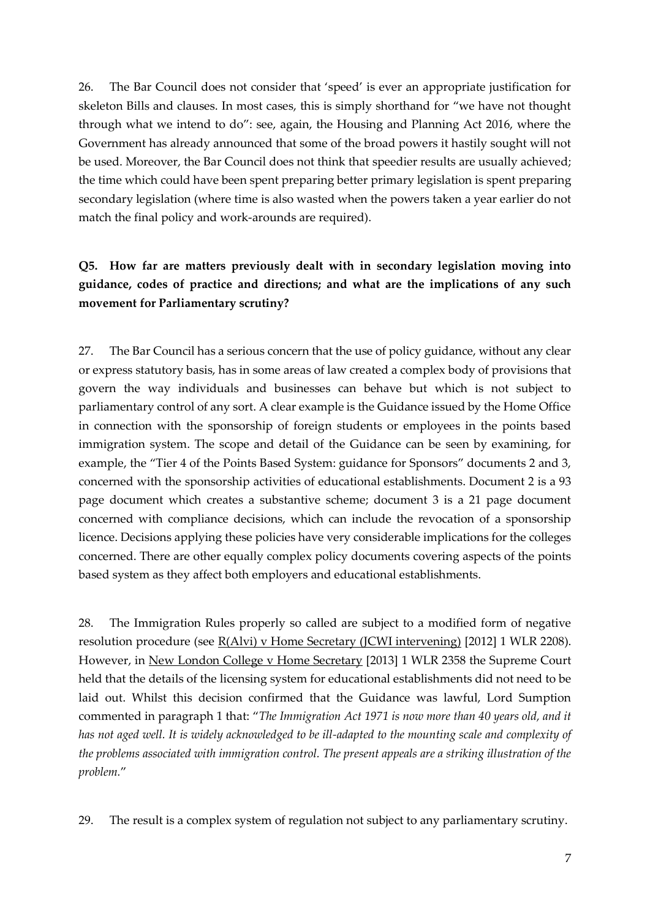26. The Bar Council does not consider that 'speed' is ever an appropriate justification for skeleton Bills and clauses. In most cases, this is simply shorthand for "we have not thought through what we intend to do": see, again, the Housing and Planning Act 2016, where the Government has already announced that some of the broad powers it hastily sought will not be used. Moreover, the Bar Council does not think that speedier results are usually achieved; the time which could have been spent preparing better primary legislation is spent preparing secondary legislation (where time is also wasted when the powers taken a year earlier do not match the final policy and work-arounds are required).

**Q5. How far are matters previously dealt with in secondary legislation moving into guidance, codes of practice and directions; and what are the implications of any such movement for Parliamentary scrutiny?**

27. The Bar Council has a serious concern that the use of policy guidance, without any clear or express statutory basis, has in some areas of law created a complex body of provisions that govern the way individuals and businesses can behave but which is not subject to parliamentary control of any sort. A clear example is the Guidance issued by the Home Office in connection with the sponsorship of foreign students or employees in the points based immigration system. The scope and detail of the Guidance can be seen by examining, for example, the "Tier 4 of the Points Based System: guidance for Sponsors" documents 2 and 3, concerned with the sponsorship activities of educational establishments. Document 2 is a 93 page document which creates a substantive scheme; document 3 is a 21 page document concerned with compliance decisions, which can include the revocation of a sponsorship licence. Decisions applying these policies have very considerable implications for the colleges concerned. There are other equally complex policy documents covering aspects of the points based system as they affect both employers and educational establishments.

28. The Immigration Rules properly so called are subject to a modified form of negative resolution procedure (see R(Alvi) v Home Secretary (JCWI intervening) [2012] 1 WLR 2208). However, in New London College v Home Secretary [2013] 1 WLR 2358 the Supreme Court held that the details of the licensing system for educational establishments did not need to be laid out. Whilst this decision confirmed that the Guidance was lawful, Lord Sumption commented in paragraph 1 that: "*The Immigration Act 1971 is now more than 40 years old, and it has not aged well. It is widely acknowledged to be ill-adapted to the mounting scale and complexity of the problems associated with immigration control. The present appeals are a striking illustration of the problem.*"

29. The result is a complex system of regulation not subject to any parliamentary scrutiny.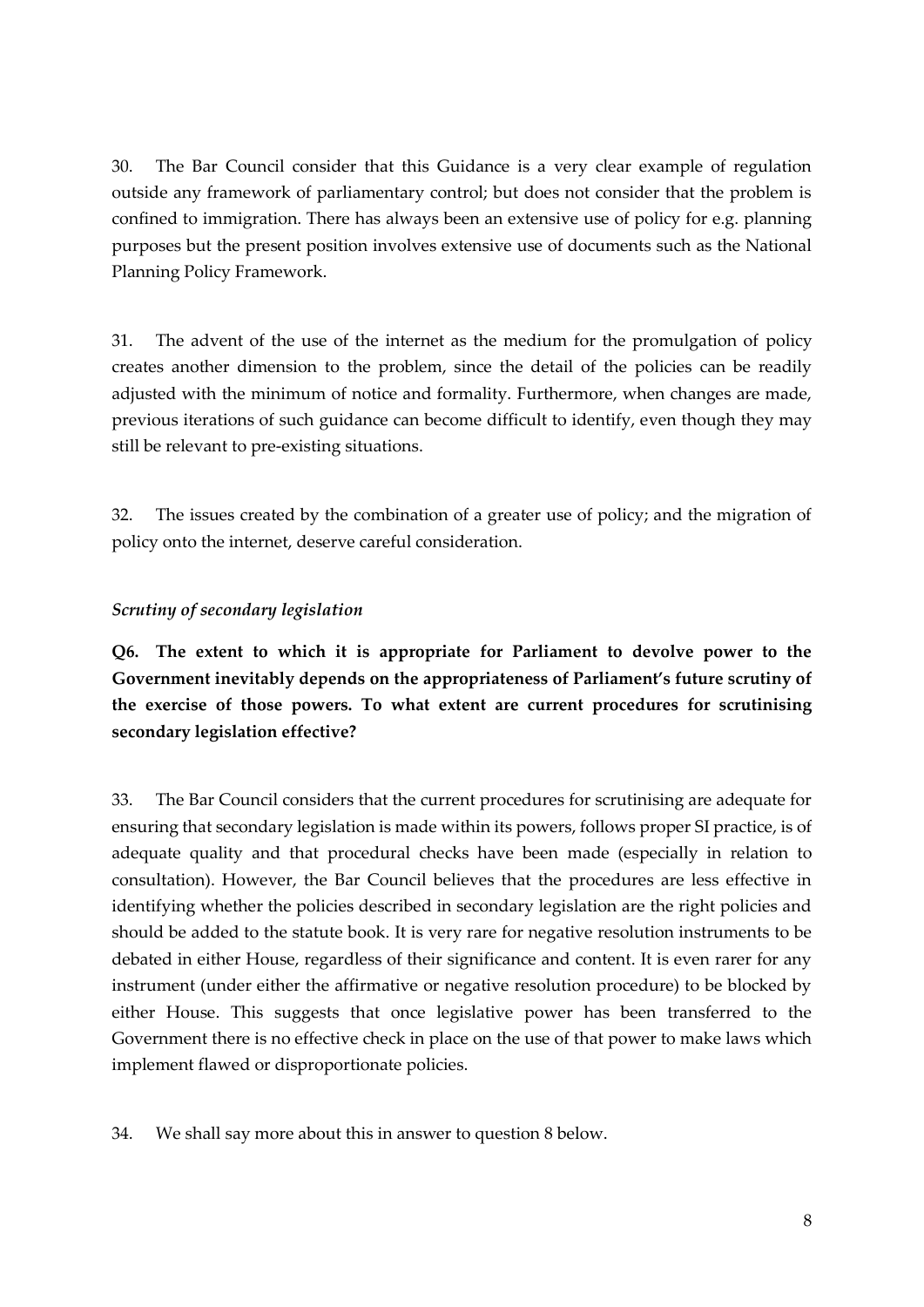30. The Bar Council consider that this Guidance is a very clear example of regulation outside any framework of parliamentary control; but does not consider that the problem is confined to immigration. There has always been an extensive use of policy for e.g. planning purposes but the present position involves extensive use of documents such as the National Planning Policy Framework.

31. The advent of the use of the internet as the medium for the promulgation of policy creates another dimension to the problem, since the detail of the policies can be readily adjusted with the minimum of notice and formality. Furthermore, when changes are made, previous iterations of such guidance can become difficult to identify, even though they may still be relevant to pre-existing situations.

32. The issues created by the combination of a greater use of policy; and the migration of policy onto the internet, deserve careful consideration.

### *Scrutiny of secondary legislation*

**Q6. The extent to which it is appropriate for Parliament to devolve power to the Government inevitably depends on the appropriateness of Parliament's future scrutiny of the exercise of those powers. To what extent are current procedures for scrutinising secondary legislation effective?**

33. The Bar Council considers that the current procedures for scrutinising are adequate for ensuring that secondary legislation is made within its powers, follows proper SI practice, is of adequate quality and that procedural checks have been made (especially in relation to consultation). However, the Bar Council believes that the procedures are less effective in identifying whether the policies described in secondary legislation are the right policies and should be added to the statute book. It is very rare for negative resolution instruments to be debated in either House, regardless of their significance and content. It is even rarer for any instrument (under either the affirmative or negative resolution procedure) to be blocked by either House. This suggests that once legislative power has been transferred to the Government there is no effective check in place on the use of that power to make laws which implement flawed or disproportionate policies.

34. We shall say more about this in answer to question 8 below.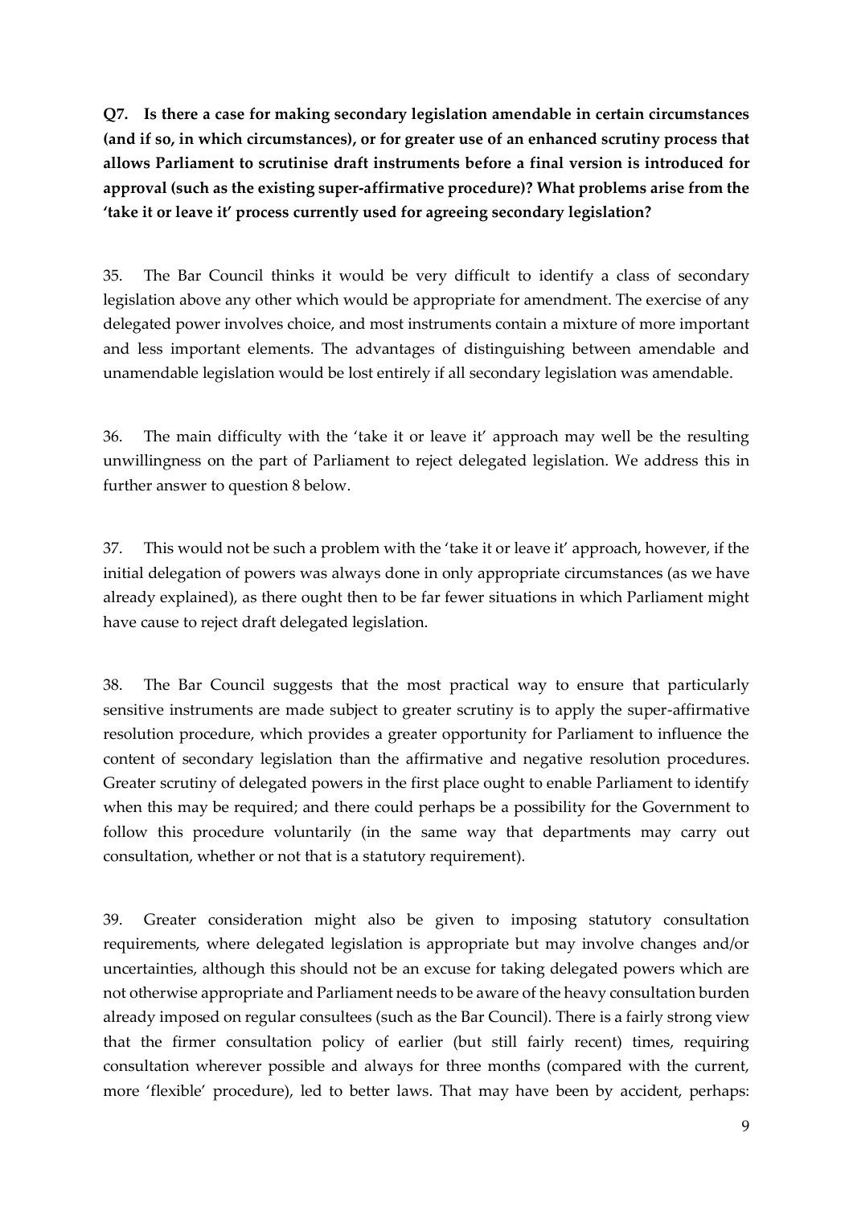**Q7. Is there a case for making secondary legislation amendable in certain circumstances (and if so, in which circumstances), or for greater use of an enhanced scrutiny process that allows Parliament to scrutinise draft instruments before a final version is introduced for approval (such as the existing super-affirmative procedure)? What problems arise from the 'take it or leave it' process currently used for agreeing secondary legislation?**

35. The Bar Council thinks it would be very difficult to identify a class of secondary legislation above any other which would be appropriate for amendment. The exercise of any delegated power involves choice, and most instruments contain a mixture of more important and less important elements. The advantages of distinguishing between amendable and unamendable legislation would be lost entirely if all secondary legislation was amendable.

36. The main difficulty with the 'take it or leave it' approach may well be the resulting unwillingness on the part of Parliament to reject delegated legislation. We address this in further answer to question 8 below.

37. This would not be such a problem with the 'take it or leave it' approach, however, if the initial delegation of powers was always done in only appropriate circumstances (as we have already explained), as there ought then to be far fewer situations in which Parliament might have cause to reject draft delegated legislation.

38. The Bar Council suggests that the most practical way to ensure that particularly sensitive instruments are made subject to greater scrutiny is to apply the super-affirmative resolution procedure, which provides a greater opportunity for Parliament to influence the content of secondary legislation than the affirmative and negative resolution procedures. Greater scrutiny of delegated powers in the first place ought to enable Parliament to identify when this may be required; and there could perhaps be a possibility for the Government to follow this procedure voluntarily (in the same way that departments may carry out consultation, whether or not that is a statutory requirement).

39. Greater consideration might also be given to imposing statutory consultation requirements, where delegated legislation is appropriate but may involve changes and/or uncertainties, although this should not be an excuse for taking delegated powers which are not otherwise appropriate and Parliament needs to be aware of the heavy consultation burden already imposed on regular consultees (such as the Bar Council). There is a fairly strong view that the firmer consultation policy of earlier (but still fairly recent) times, requiring consultation wherever possible and always for three months (compared with the current, more 'flexible' procedure), led to better laws. That may have been by accident, perhaps: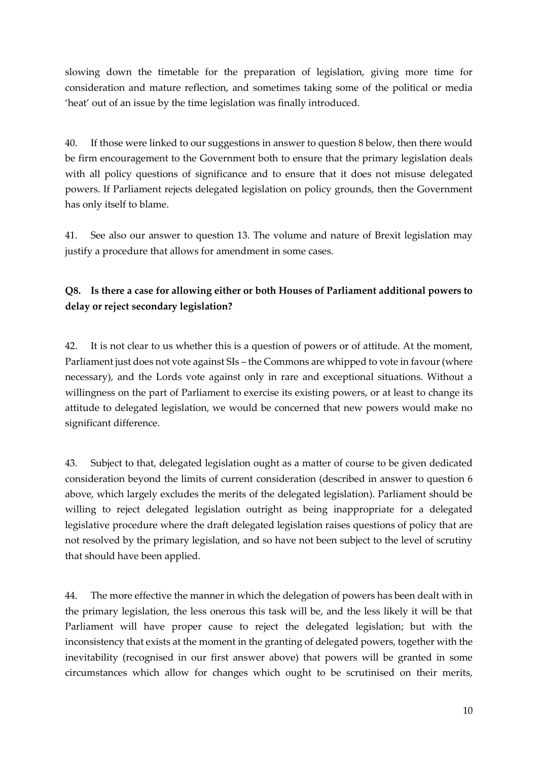slowing down the timetable for the preparation of legislation, giving more time for consideration and mature reflection, and sometimes taking some of the political or media 'heat' out of an issue by the time legislation was finally introduced.

40. If those were linked to our suggestions in answer to question 8 below, then there would be firm encouragement to the Government both to ensure that the primary legislation deals with all policy questions of significance and to ensure that it does not misuse delegated powers. If Parliament rejects delegated legislation on policy grounds, then the Government has only itself to blame.

41. See also our answer to question 13. The volume and nature of Brexit legislation may justify a procedure that allows for amendment in some cases.

### Q8. Is there a case for allowing either or both Houses of Parliament additional powers to delay or reject secondary legislation?

42. It is not clear to us whether this is a question of powers or of attitude. At the moment, Parliament just does not vote against SIs – the Commons are whipped to vote in favour (where necessary), and the Lords vote against only in rare and exceptional situations. Without a willingness on the part of Parliament to exercise its existing powers, or at least to change its attitude to delegated legislation, we would be concerned that new powers would make no significant difference.

43. Subject to that, delegated legislation ought as a matter of course to be given dedicated consideration beyond the limits of current consideration (described in answer to question 6 above, which largely excludes the merits of the delegated legislation). Parliament should be willing to reject delegated legislation outright as being inappropriate for a delegated legislative procedure where the draft delegated legislation raises questions of policy that are not resolved by the primary legislation, and so have not been subject to the level of scrutiny that should have been applied.

44. The more effective the manner in which the delegation of powers has been dealt with in the primary legislation, the less onerous this task will be, and the less likely it will be that Parliament will have proper cause to reject the delegated legislation; but with the inconsistency that exists at the moment in the granting of delegated powers, together with the inevitability (recognised in our first answer above) that powers will be granted in some circumstances which allow for changes which ought to be scrutinised on their merits,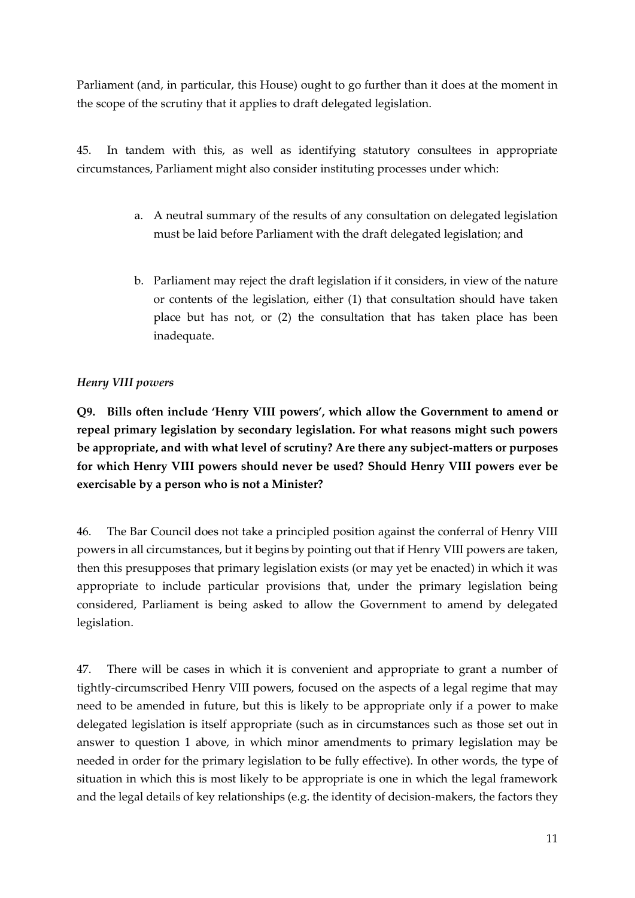Parliament (and, in particular, this House) ought to go further than it does at the moment in the scope of the scrutiny that it applies to draft delegated legislation.

45. In tandem with this, as well as identifying statutory consultees in appropriate circumstances, Parliament might also consider instituting processes under which:

a. A neutral summary of the results of any consultation on delegated legislation must be laid before Parliament with the draft delegated legislation; and

b. Parliament may reject the draft legislation if it considers, in view of the nature or contents of the legislation, either (1) that consultation should have taken place but has not, or (2) the consultation that has taken place has been inadequate.

### *Henry VIII powers*

**Q9. Bills often include 'Henry VIII powers', which allow the Government to amend or repeal primary legislation by secondary legislation. For what reasons might such powers be appropriate, and with what level of scrutiny? Are there any subject-matters or purposes for which Henry VIII powers should never be used? Should Henry VIII powers ever be exercisable by a person who is not a Minister?**

46. The Bar Council does not take a principled position against the conferral of Henry VIII powers in all circumstances, but it begins by pointing out that if Henry VIII powers are taken, then this presupposes that primary legislation exists (or may yet be enacted) in which it was appropriate to include particular provisions that, under the primary legislation being considered, Parliament is being asked to allow the Government to amend by delegated legislation.

47. There will be cases in which it is convenient and appropriate to grant a number of tightly-circumscribed Henry VIII powers, focused on the aspects of a legal regime that may need to be amended in future, but this is likely to be appropriate only if a power to make delegated legislation is itself appropriate (such as in circumstances such as those set out in answer to question 1 above, in which minor amendments to primary legislation may be needed in order for the primary legislation to be fully effective). In other words, the type of situation in which this is most likely to be appropriate is one in which the legal framework and the legal details of key relationships (e.g. the identity of decision-makers, the factors they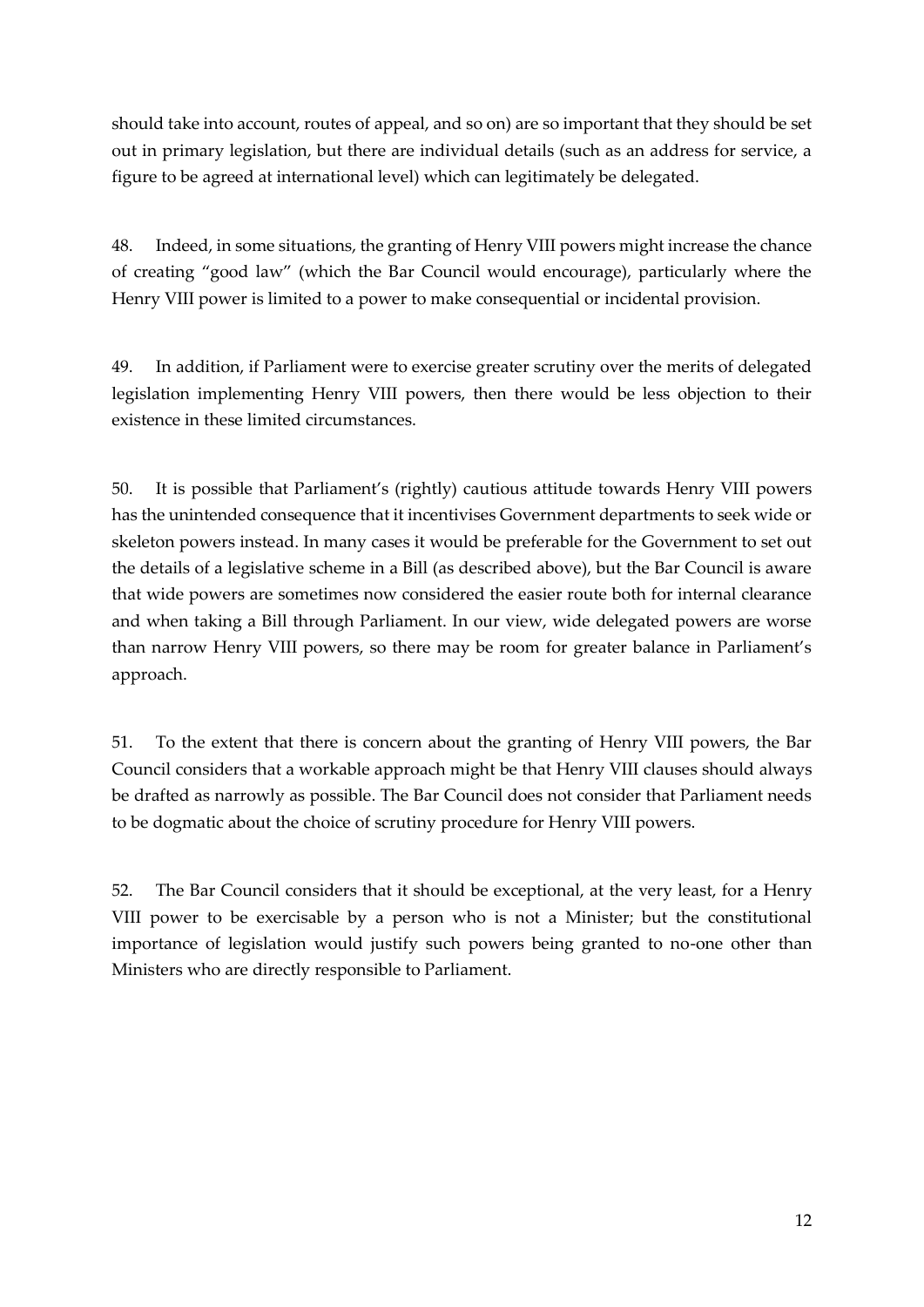should take into account, routes of appeal, and so on) are so important that they should be set out in primary legislation, but there are individual details (such as an address for service, a figure to be agreed at international level) which can legitimately be delegated.

48. Indeed, in some situations, the granting of Henry VIII powers might increase the chance of creating "good law" (which the Bar Council would encourage), particularly where the Henry VIII power is limited to a power to make consequential or incidental provision.

49. In addition, if Parliament were to exercise greater scrutiny over the merits of delegated legislation implementing Henry VIII powers, then there would be less objection to their existence in these limited circumstances.

50. It is possible that Parliament's (rightly) cautious attitude towards Henry VIII powers has the unintended consequence that it incentivises Government departments to seek wide or skeleton powers instead. In many cases it would be preferable for the Government to set out the details of a legislative scheme in a Bill (as described above), but the Bar Council is aware that wide powers are sometimes now considered the easier route both for internal clearance and when taking a Bill through Parliament. In our view, wide delegated powers are worse than narrow Henry VIII powers, so there may be room for greater balance in Parliament's approach.

51. To the extent that there is concern about the granting of Henry VIII powers, the Bar Council considers that a workable approach might be that Henry VIII clauses should always be drafted as narrowly as possible. The Bar Council does not consider that Parliament needs to be dogmatic about the choice of scrutiny procedure for Henry VIII powers.

52. The Bar Council considers that it should be exceptional, at the very least, for a Henry VIII power to be exercisable by a person who is not a Minister; but the constitutional importance of legislation would justify such powers being granted to no-one other than Ministers who are directly responsible to Parliament.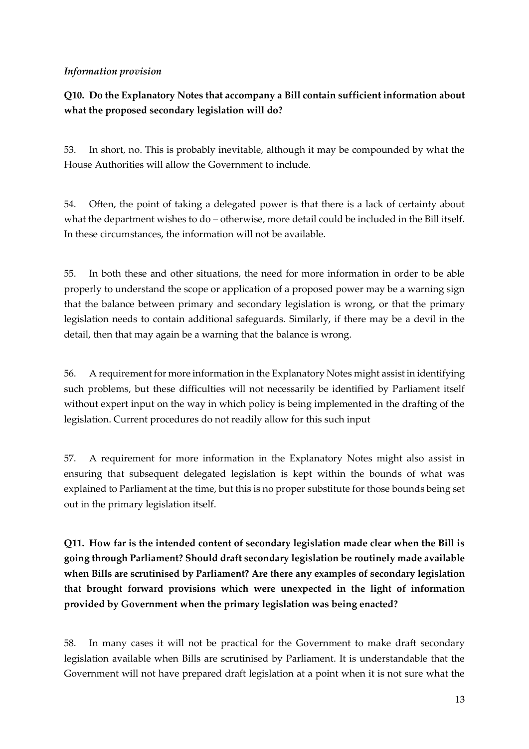*Information provision*

**Q10. Do the Explanatory Notes that accompany a Bill contain sufficient information about what the proposed secondary legislation will do?**

53. In short, no. This is probably inevitable, although it may be compounded by what the House Authorities will allow the Government to include.

54. Often, the point of taking a delegated power is that there is a lack of certainty about what the department wishes to do – otherwise, more detail could be included in the Bill itself. In these circumstances, the information will not be available.

55. In both these and other situations, the need for more information in order to be able properly to understand the scope or application of a proposed power may be a warning sign that the balance between primary and secondary legislation is wrong, or that the primary legislation needs to contain additional safeguards. Similarly, if there may be a devil in the detail, then that may again be a warning that the balance is wrong.

56. A requirement for more information in the Explanatory Notes might assist in identifying such problems, but these difficulties will not necessarily be identified by Parliament itself without expert input on the way in which policy is being implemented in the drafting of the legislation. Current procedures do not readily allow for this such input

57. A requirement for more information in the Explanatory Notes might also assist in ensuring that subsequent delegated legislation is kept within the bounds of what was explained to Parliament at the time, but this is no proper substitute for those bounds being set out in the primary legislation itself.

**Q11. How far is the intended content of secondary legislation made clear when the Bill is going through Parliament? Should draft secondary legislation be routinely made available when Bills are scrutinised by Parliament? Are there any examples of secondary legislation that brought forward provisions which were unexpected in the light of information provided by Government when the primary legislation was being enacted?**

58. In many cases it will not be practical for the Government to make draft secondary legislation available when Bills are scrutinised by Parliament. It is understandable that the Government will not have prepared draft legislation at a point when it is not sure what the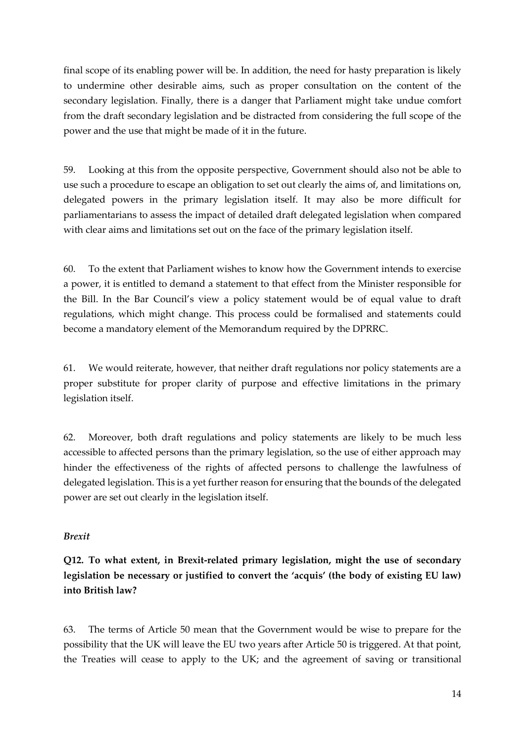final scope of its enabling power will be. In addition, the need for hasty preparation is likely to undermine other desirable aims, such as proper consultation on the content of the secondary legislation. Finally, there is a danger that Parliament might take undue comfort from the draft secondary legislation and be distracted from considering the full scope of the power and the use that might be made of it in the future.

59. Looking at this from the opposite perspective, Government should also not be able to use such a procedure to escape an obligation to set out clearly the aims of, and limitations on, delegated powers in the primary legislation itself. It may also be more difficult for parliamentarians to assess the impact of detailed draft delegated legislation when compared with clear aims and limitations set out on the face of the primary legislation itself.

60. To the extent that Parliament wishes to know how the Government intends to exercise a power, it is entitled to demand a statement to that effect from the Minister responsible for the Bill. In the Bar Council's view a policy statement would be of equal value to draft regulations, which might change. This process could be formalised and statements could become a mandatory element of the Memorandum required by the DPRRC.

61. We would reiterate, however, that neither draft regulations nor policy statements are a proper substitute for proper clarity of purpose and effective limitations in the primary legislation itself.

62. Moreover, both draft regulations and policy statements are likely to be much less accessible to affected persons than the primary legislation, so the use of either approach may hinder the effectiveness of the rights of affected persons to challenge the lawfulness of delegated legislation. This is a yet further reason for ensuring that the bounds of the delegated power are set out clearly in the legislation itself.

*Brexit*

**Q12. To what extent, in Brexit-related primary legislation, might the use of secondary legislation be necessary or justified to convert the 'acquis' (the body of existing EU law) into British law?**

63. The terms of Article 50 mean that the Government would be wise to prepare for the possibility that the UK will leave the EU two years after Article 50 is triggered. At that point, the Treaties will cease to apply to the UK; and the agreement of saving or transitional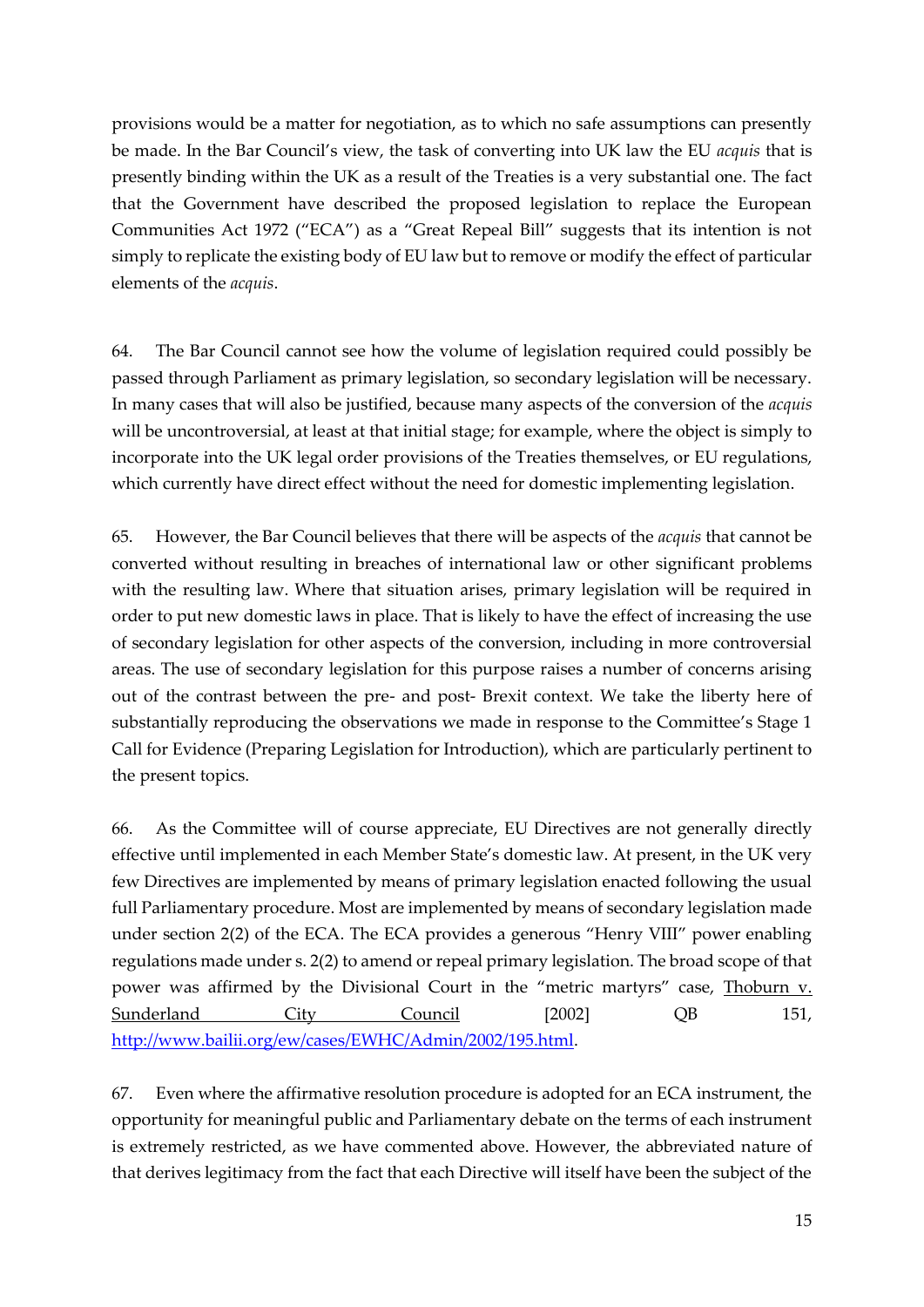provisions would be a matter for negotiation, as to which no safe assumptions can presently be made. In the Bar Council's view, the task of converting into UK law the EU *acquis* that is presently binding within the UK as a result of the Treaties is a very substantial one. The fact that the Government have described the proposed legislation to replace the European Communities Act 1972 ("ECA") as a "Great Repeal Bill" suggests that its intention is not simply to replicate the existing body of EU law but to remove or modify the effect of particular elements of the *acquis*.

64. The Bar Council cannot see how the volume of legislation required could possibly be passed through Parliament as primary legislation, so secondary legislation will be necessary. In many cases that will also be justified, because many aspects of the conversion of the *acquis* will be uncontroversial, at least at that initial stage; for example, where the object is simply to incorporate into the UK legal order provisions of the Treaties themselves, or EU regulations, which currently have direct effect without the need for domestic implementing legislation.

65. However, the Bar Council believes that there will be aspects of the *acquis* that cannot be converted without resulting in breaches of international law or other significant problems with the resulting law. Where that situation arises, primary legislation will be required in order to put new domestic laws in place. That is likely to have the effect of increasing the use of secondary legislation for other aspects of the conversion, including in more controversial areas. The use of secondary legislation for this purpose raises a number of concerns arising out of the contrast between the pre- and post- Brexit context. We take the liberty here of substantially reproducing the observations we made in response to the Committee's Stage 1 Call for Evidence (Preparing Legislation for Introduction), which are particularly pertinent to the present topics.

66. As the Committee will of course appreciate, EU Directives are not generally directly effective until implemented in each Member State's domestic law. At present, in the UK very few Directives are implemented by means of primary legislation enacted following the usual full Parliamentary procedure. Most are implemented by means of secondary legislation made under section 2(2) of the ECA. The ECA provides a generous "Henry VIII" power enabling regulations made under s. 2(2) to amend or repeal primary legislation. The broad scope of that power was affirmed by the Divisional Court in the "metric martyrs" case, Thoburn v. Sunderland City Council [2002] QB 151, http://www.bailii.org/ew/cases/EWHC/Admin/2002/195.html.

67. Even where the affirmative resolution procedure is adopted for an ECA instrument, the opportunity for meaningful public and Parliamentary debate on the terms of each instrument is extremely restricted, as we have commented above. However, the abbreviated nature of that derives legitimacy from the fact that each Directive will itself have been the subject of the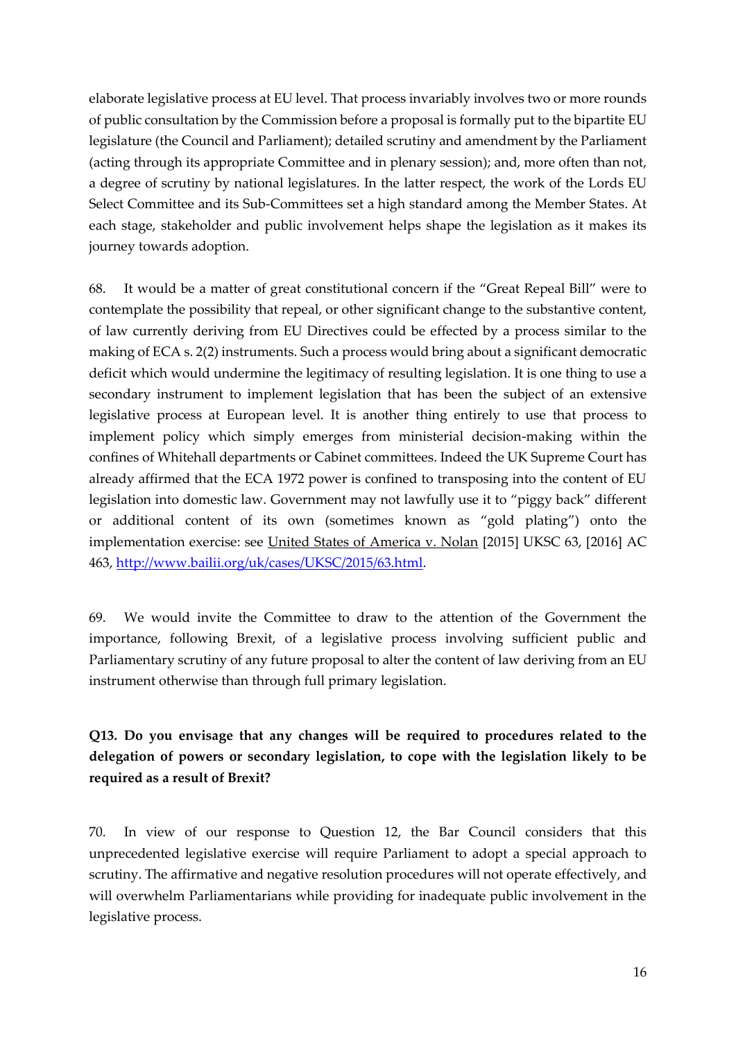elaborate legislative process at EU level. That process invariably involves two or more rounds of public consultation by the Commission before a proposal is formally put to the bipartite EU legislature (the Council and Parliament); detailed scrutiny and amendment by the Parliament (acting through its appropriate Committee and in plenary session); and, more often than not, a degree of scrutiny by national legislatures. In the latter respect, the work of the Lords EU Select Committee and its Sub-Committees set a high standard among the Member States. At each stage, stakeholder and public involvement helps shape the legislation as it makes its journey towards adoption.

68. It would be a matter of great constitutional concern if the "Great Repeal Bill" were to contemplate the possibility that repeal, or other significant change to the substantive content, of law currently deriving from EU Directives could be effected by a process similar to the making of ECA s. 2(2) instruments. Such a process would bring about a significant democratic deficit which would undermine the legitimacy of resulting legislation. It is one thing to use a secondary instrument to implement legislation that has been the subject of an extensive legislative process at European level. It is another thing entirely to use that process to implement policy which simply emerges from ministerial decision-making within the confines of Whitehall departments or Cabinet committees. Indeed the UK Supreme Court has already affirmed that the ECA 1972 power is confined to transposing into the content of EU legislation into domestic law. Government may not lawfully use it to "piggy back" different or additional content of its own (sometimes known as "gold plating") onto the implementation exercise: see United States of America v. Nolan [2015] UKSC 63, [2016] AC 463, http://www.bailii.org/uk/cases/UKSC/2015/63.html.

69. We would invite the Committee to draw to the attention of the Government the importance, following Brexit, of a legislative process involving sufficient public and Parliamentary scrutiny of any future proposal to alter the content of law deriving from an EU instrument otherwise than through full primary legislation.

**Q13. Do you envisage that any changes will be required to procedures related to the delegation of powers or secondary legislation, to cope with the legislation likely to be required as a result of Brexit?**

70. In view of our response to Question 12, the Bar Council considers that this unprecedented legislative exercise will require Parliament to adopt a special approach to scrutiny. The affirmative and negative resolution procedures will not operate effectively, and will overwhelm Parliamentarians while providing for inadequate public involvement in the legislative process.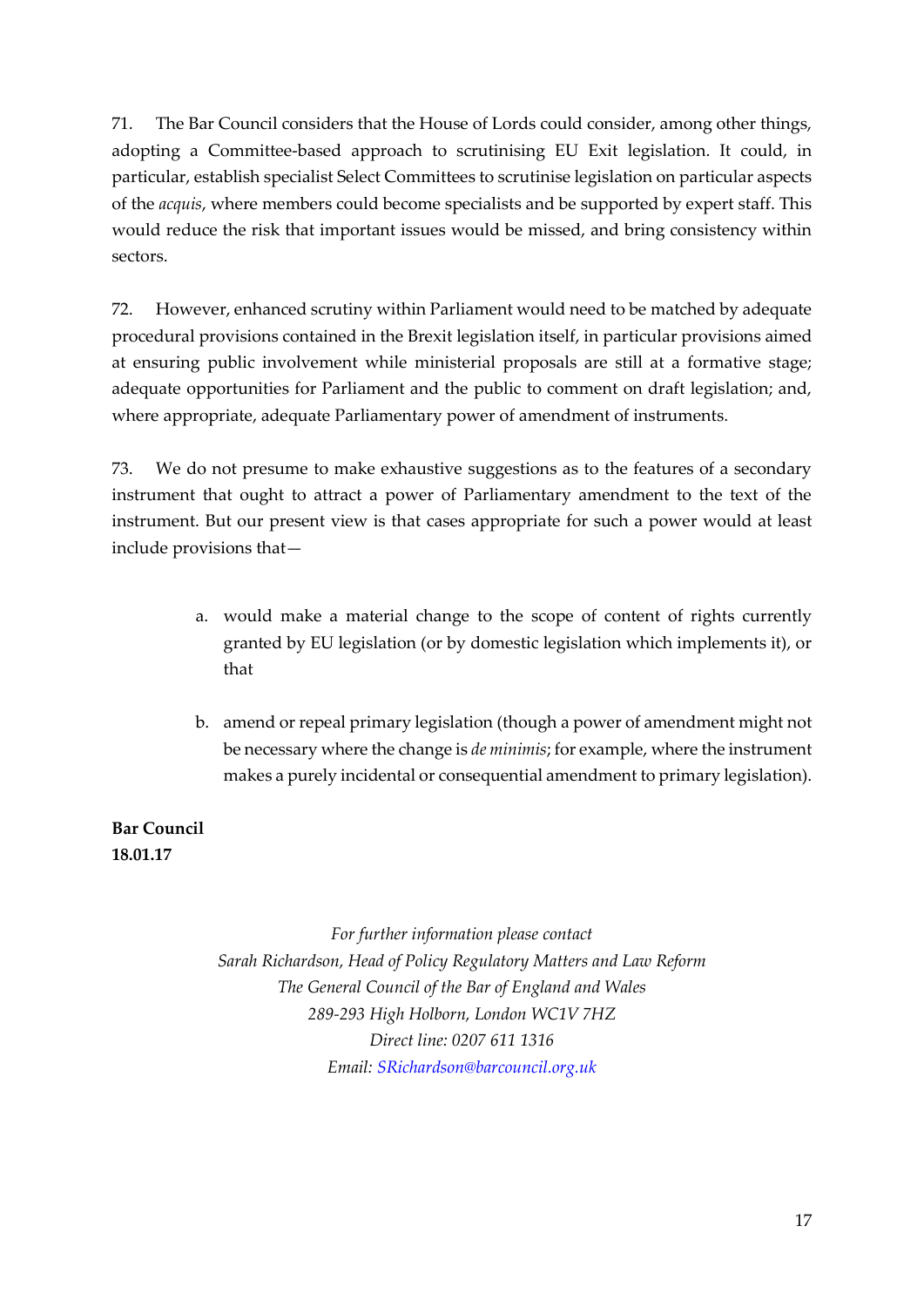71. The Bar Council considers that the House of Lords could consider, among other things, adopting a Committee-based approach to scrutinising EU Exit legislation. It could, in particular, establish specialist Select Committees to scrutinise legislation on particular aspects of the *acquis*, where members could become specialists and be supported by expert staff. This would reduce the risk that important issues would be missed, and bring consistency within sectors.

72. However, enhanced scrutiny within Parliament would need to be matched by adequate procedural provisions contained in the Brexit legislation itself, in particular provisions aimed at ensuring public involvement while ministerial proposals are still at a formative stage; adequate opportunities for Parliament and the public to comment on draft legislation; and, where appropriate, adequate Parliamentary power of amendment of instruments.

73. We do not presume to make exhaustive suggestions as to the features of a secondary instrument that ought to attract a power of Parliamentary amendment to the text of the instrument. But our present view is that cases appropriate for such a power would at least include provisions that—

a. would make a material change to the scope of content of rights currently granted by EU legislation (or by domestic legislation which implements it), or that

b. amend or repeal primary legislation (though a power of amendment might not be necessary where the change is *de minimis*; for example, where the instrument makes a purely incidental or consequential amendment to primary legislation).

**Bar Council**
**18.01.17**

*For further information please contact*
*Sarah Richardson, Head of Policy Regulatory Matters and Law Reform*
*The General Council of the Bar of England and Wales*
*289-293 High Holborn, London WC1V 7HZ*
*Direct line: 0207 611 1316*
*Email: SRichardson@barcouncil.org.uk*